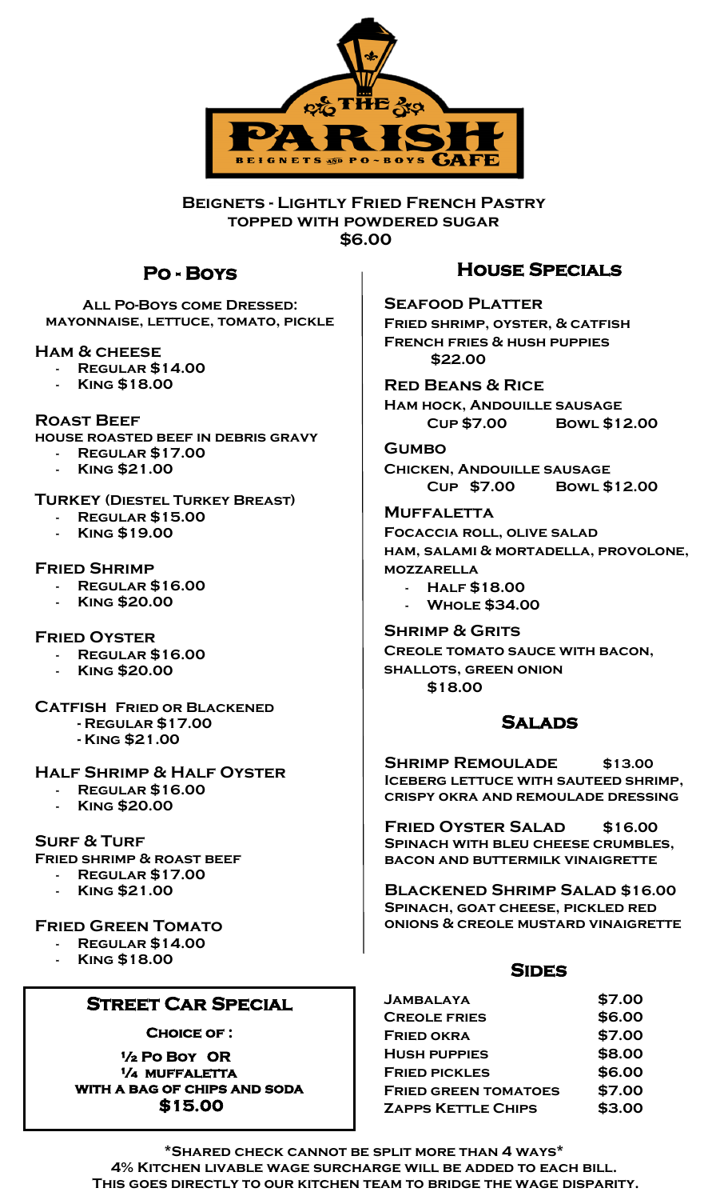# The Parish Cafe

Beignets and Po-Boys Cafe

**Beignets - Lightly Fried French Pastry topped with powdered sugar**
**$6.00**

## Po - Boys

**All Po-Boys come Dressed: mayonnaise, lettuce, tomato, pickle**

**Ham & cheese**
- Regular $14.00
- King $18.00

**Roast Beef**
house roasted beef in debris gravy
- Regular $17.00
- King $21.00

**Turkey (Diestel Turkey Breast)**
- Regular $15.00
- King $19.00

**Fried Shrimp**
- Regular $16.00
- King $20.00

**Fried Oyster**
- Regular $16.00
- King $20.00

**Catfish Fried or Blackened**
- Regular $17.00
- King $21.00

**Half Shrimp & Half Oyster**
- Regular $16.00
- King $20.00

**Surf & Turf**
Fried shrimp & roast beef
- Regular $17.00
- King $21.00

**Fried Green Tomato**
- Regular $14.00
- King $18.00

### Street Car Special

**Choice of :**

**½ Po Boy OR ¼ Muffaletta**
**with a bag of chips and soda**
**$15.00**

## House Specials

**Seafood Platter**
Fried shrimp, oyster, & catfish
French fries & hush puppies
$22.00

**Red Beans & Rice**
Ham hock, Andouille sausage
Cup $7.00 Bowl $12.00

**Gumbo**
Chicken, Andouille sausage
Cup $7.00 Bowl $12.00

**Muffaletta**
Focaccia roll, olive salad
ham, salami & mortadella, provolone, mozzarella
- Half $18.00
- Whole $34.00

**Shrimp & Grits**
Creole tomato sauce with bacon, shallots, green onion
$18.00

## Salads

**Shrimp Remoulade** $13.00
Iceberg lettuce with sauteed shrimp, crispy okra and remoulade dressing

**Fried Oyster Salad** $16.00
Spinach with bleu cheese crumbles, bacon and buttermilk vinaigrette

**Blackened Shrimp Salad** $16.00
Spinach, goat cheese, pickled red onions & creole mustard vinaigrette

## Sides

| Item | Price |
|---|---|
| Jambalaya | $7.00 |
| Creole Fries | $6.00 |
| Fried Okra | $7.00 |
| Hush Puppies | $8.00 |
| Fried Pickles | $6.00 |
| Fried Green Tomatoes | $7.00 |
| Zapps Kettle Chips | $3.00 |

*Shared check cannot be split more than 4 ways*

4% Kitchen livable wage surcharge will be added to each bill.
This goes directly to our kitchen team to bridge the wage disparity.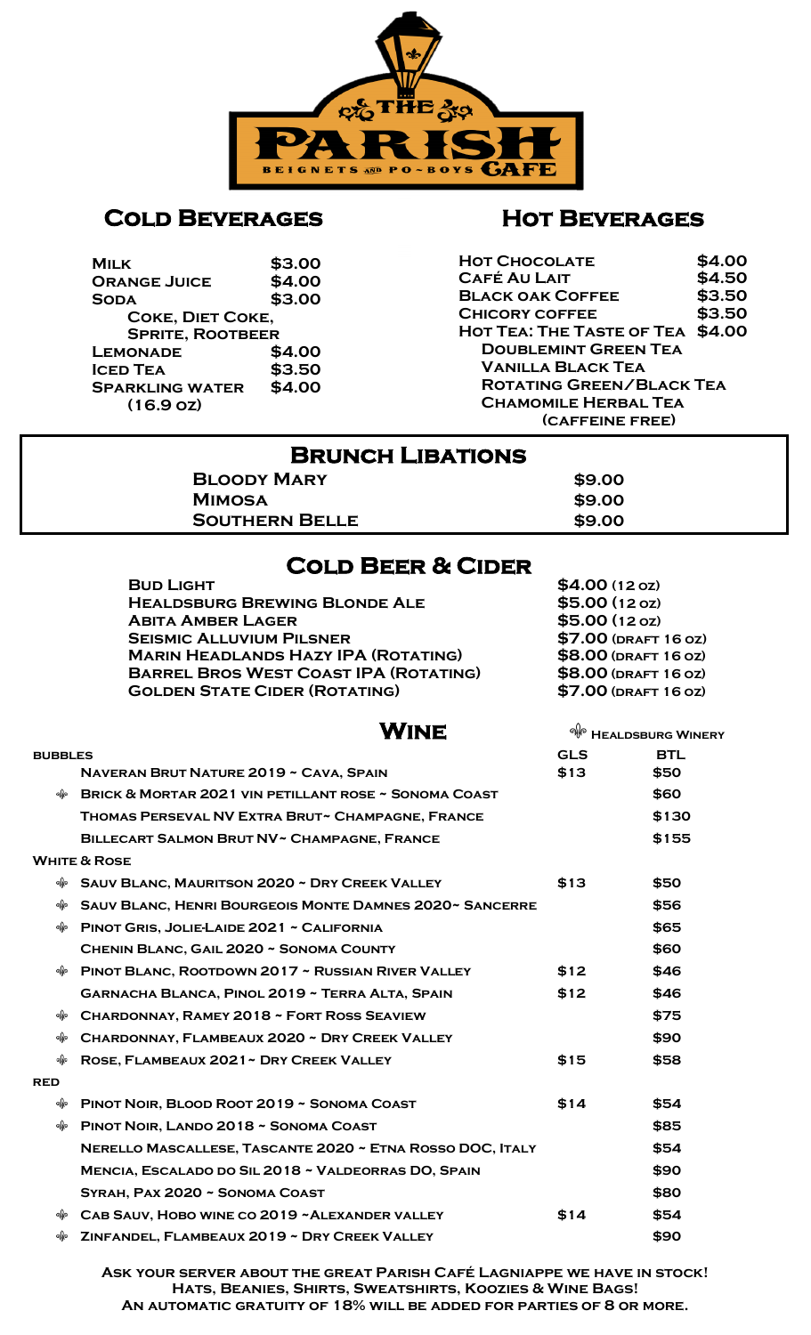THE PARISH
BEIGNETS AND PO-BOYS CAFE

## Cold Beverages

| | |
|---|---|
| Milk | $3.00 |
| Orange Juice | $4.00 |
| Soda | $3.00 |
| Coke, Diet Coke, Sprite, Rootbeer | |
| Lemonade | $4.00 |
| Iced Tea | $3.50 |
| Sparkling Water (16.9 oz) | $4.00 |

## Hot Beverages

| | |
|---|---|
| Hot Chocolate | $4.00 |
| Café Au Lait | $4.50 |
| Black Oak Coffee | $3.50 |
| Chicory Coffee | $3.50 |
| Hot Tea: The Taste of Tea | $4.00 |
| Doublemint Green Tea | |
| Vanilla Black Tea | |
| Rotating Green/Black Tea | |
| Chamomile Herbal Tea (caffeine free) | |

## Brunch Libations

| | |
|---|---|
| Bloody Mary | $9.00 |
| Mimosa | $9.00 |
| Southern Belle | $9.00 |

## Cold Beer & Cider

| | |
|---|---|
| Bud Light | $4.00 (12 oz) |
| Healdsburg Brewing Blonde Ale | $5.00 (12 oz) |
| Abita Amber Lager | $5.00 (12 oz) |
| Seismic Alluvium Pilsner | $7.00 (draft 16 oz) |
| Marin Headlands Hazy IPA (Rotating) | $8.00 (draft 16 oz) |
| Barrel Bros West Coast IPA (Rotating) | $8.00 (draft 16 oz) |
| Golden State Cider (Rotating) | $7.00 (draft 16 oz) |

## Wine

⚜ Healdsburg Winery

| | GLS | BTL |
|---|---|---|
| **Bubbles** | | |
| Naveran Brut Nature 2019 ~ Cava, Spain | $13 | $50 |
| ⚜ Brick & Mortar 2021 Vin Petillant Rose ~ Sonoma Coast | | $60 |
| Thomas Perseval NV Extra Brut~ Champagne, France | | $130 |
| Billecart Salmon Brut NV~ Champagne, France | | $155 |
| **White & Rose** | | |
| ⚜ Sauv Blanc, Mauritson 2020 ~ Dry Creek Valley | $13 | $50 |
| ⚜ Sauv Blanc, Henri Bourgeois Monte Damnes 2020~ Sancerre | | $56 |
| ⚜ Pinot Gris, Jolie-Laide 2021 ~ California | | $65 |
| Chenin Blanc, Gail 2020 ~ Sonoma County | | $60 |
| ⚜ Pinot Blanc, Rootdown 2017 ~ Russian River Valley | $12 | $46 |
| Garnacha Blanca, Pinol 2019 ~ Terra Alta, Spain | $12 | $46 |
| ⚜ Chardonnay, Ramey 2018 ~ Fort Ross Seaview | | $75 |
| ⚜ Chardonnay, Flambeaux 2020 ~ Dry Creek Valley | | $90 |
| ⚜ Rose, Flambeaux 2021~ Dry Creek Valley | $15 | $58 |
| **Red** | | |
| ⚜ Pinot Noir, Blood Root 2019 ~ Sonoma Coast | $14 | $54 |
| ⚜ Pinot Noir, Lando 2018 ~ Sonoma Coast | | $85 |
| Nerello Mascallese, Tascante 2020 ~ Etna Rosso DOC, Italy | | $54 |
| Mencia, Escalado do Sil 2018 ~ Valdeorras DO, Spain | | $90 |
| Syrah, Pax 2020 ~ Sonoma Coast | | $80 |
| ⚜ Cab Sauv, Hobo Wine Co 2019 ~Alexander Valley | $14 | $54 |
| ⚜ Zinfandel, Flambeaux 2019 ~ Dry Creek Valley | | $90 |

**Ask your server about the great Parish Café Lagniappe we have in stock!**
**Hats, Beanies, Shirts, Sweatshirts, Koozies & Wine Bags!**
**An automatic gratuity of 18% will be added for parties of 8 or more.**